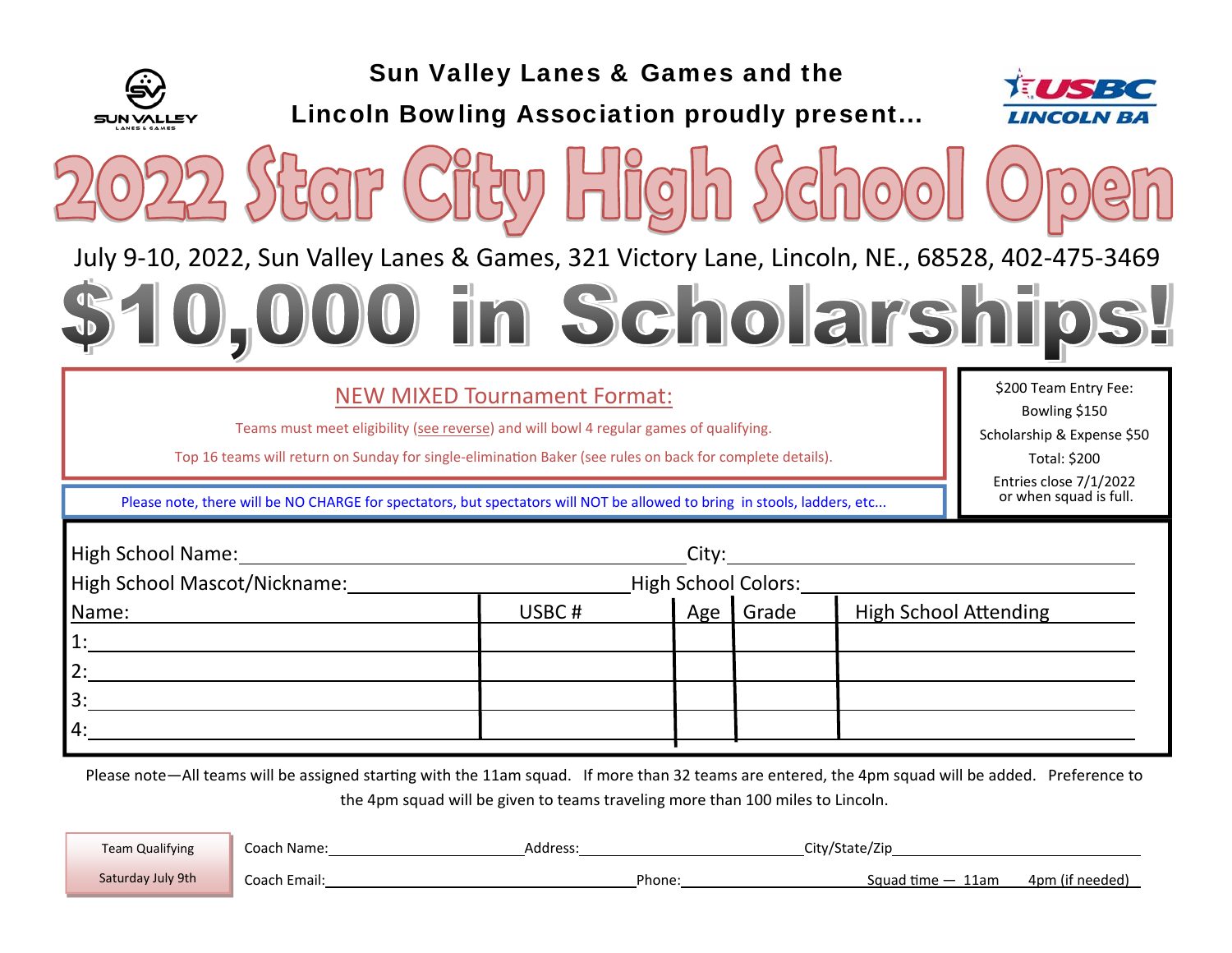Sun Valley Lanes & Games and the

Lincoln Bowling Association proudly present...

# 2022 Star City High School Open

July 9-10, 2022, Sun Valley Lanes & Games, 321 Victory Lane, Lincoln, NE., 68528, 402-475-3469

# $10,000 in Scholarships!

## NEW MIXED Tournament Format:

Teams must meet eligibility (see reverse) and will bowl 4 regular games of qualifying.

Top 16 teams will return on Sunday for single-elimination Baker (see rules on back for complete details).

Please note, there will be NO CHARGE for spectators, but spectators will NOT be allowed to bring in stools, ladders, etc...

$200 Team Entry Fee:
Bowling $150
Scholarship & Expense $50
Total: $200
Entries close 7/1/2022 or when squad is full.

High School Name:________________________ City:________________________

High School Mascot/Nickname:________________________ High School Colors:________________________

| Name: | USBC # | Age | Grade | High School Attending |
|---|---|---|---|---|
| 1: | | | | |
| 2: | | | | |
| 3: | | | | |
| 4: | | | | |

Please note—All teams will be assigned starting with the 11am squad. If more than 32 teams are entered, the 4pm squad will be added. Preference to the 4pm squad will be given to teams traveling more than 100 miles to Lincoln.

Team Qualifying
Saturday July 9th

Coach Name:________________ Address:________________ City/State/Zip________________

Coach Email:________________ Phone:________________ Squad time — 11am 4pm (if needed)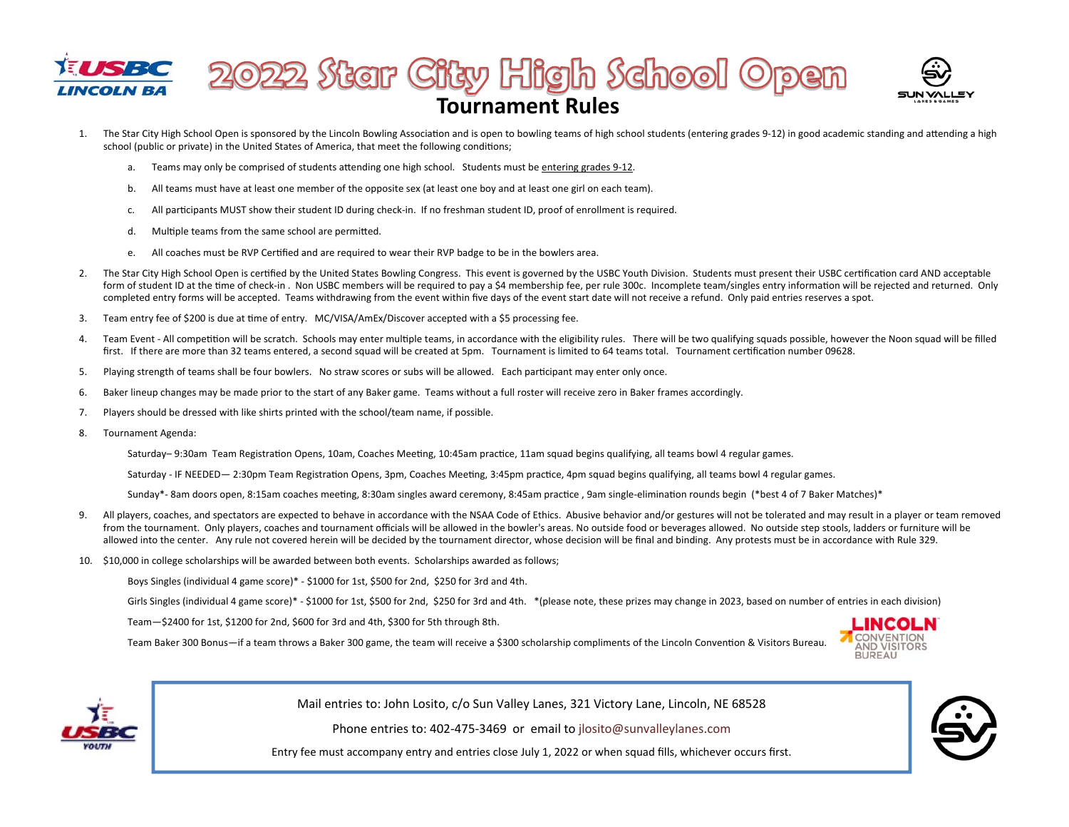# 2022 Star City High School Open

## Tournament Rules

1. The Star City High School Open is sponsored by the Lincoln Bowling Association and is open to bowling teams of high school students (entering grades 9-12) in good academic standing and attending a high school (public or private) in the United States of America, that meet the following conditions;
   a. Teams may only be comprised of students attending one high school. Students must be entering grades 9-12.
   b. All teams must have at least one member of the opposite sex (at least one boy and at least one girl on each team).
   c. All participants MUST show their student ID during check-in. If no freshman student ID, proof of enrollment is required.
   d. Multiple teams from the same school are permitted.
   e. All coaches must be RVP Certified and are required to wear their RVP badge to be in the bowlers area.
2. The Star City High School Open is certified by the United States Bowling Congress. This event is governed by the USBC Youth Division. Students must present their USBC certification card AND acceptable form of student ID at the time of check-in . Non USBC members will be required to pay a $4 membership fee, per rule 300c. Incomplete team/singles entry information will be rejected and returned. Only completed entry forms will be accepted. Teams withdrawing from the event within five days of the event start date will not receive a refund. Only paid entries reserves a spot.
3. Team entry fee of $200 is due at time of entry. MC/VISA/AmEx/Discover accepted with a $5 processing fee.
4. Team Event - All competition will be scratch. Schools may enter multiple teams, in accordance with the eligibility rules. There will be two qualifying squads possible, however the Noon squad will be filled first. If there are more than 32 teams entered, a second squad will be created at 5pm. Tournament is limited to 64 teams total. Tournament certification number 09628.
5. Playing strength of teams shall be four bowlers. No straw scores or subs will be allowed. Each participant may enter only once.
6. Baker lineup changes may be made prior to the start of any Baker game. Teams without a full roster will receive zero in Baker frames accordingly.
7. Players should be dressed with like shirts printed with the school/team name, if possible.
8. Tournament Agenda:

   Saturday– 9:30am Team Registration Opens, 10am, Coaches Meeting, 10:45am practice, 11am squad begins qualifying, all teams bowl 4 regular games.

   Saturday - IF NEEDED— 2:30pm Team Registration Opens, 3pm, Coaches Meeting, 3:45pm practice, 4pm squad begins qualifying, all teams bowl 4 regular games.

   Sunday*- 8am doors open, 8:15am coaches meeting, 8:30am singles award ceremony, 8:45am practice , 9am single-elimination rounds begin (*best 4 of 7 Baker Matches)*
9. All players, coaches, and spectators are expected to behave in accordance with the NSAA Code of Ethics. Abusive behavior and/or gestures will not be tolerated and may result in a player or team removed from the tournament. Only players, coaches and tournament officials will be allowed in the bowler's areas. No outside food or beverages allowed. No outside step stools, ladders or furniture will be allowed into the center. Any rule not covered herein will be decided by the tournament director, whose decision will be final and binding. Any protests must be in accordance with Rule 329.
10. $10,000 in college scholarships will be awarded between both events. Scholarships awarded as follows;

    Boys Singles (individual 4 game score)* - $1000 for 1st, $500 for 2nd, $250 for 3rd and 4th.

    Girls Singles (individual 4 game score)* - $1000 for 1st, $500 for 2nd, $250 for 3rd and 4th. *(please note, these prizes may change in 2023, based on number of entries in each division)

    Team—$2400 for 1st, $1200 for 2nd, $600 for 3rd and 4th, $300 for 5th through 8th.

    Team Baker 300 Bonus—if a team throws a Baker 300 game, the team will receive a $300 scholarship compliments of the Lincoln Convention & Visitors Bureau.

Mail entries to: John Losito, c/o Sun Valley Lanes, 321 Victory Lane, Lincoln, NE 68528

Phone entries to: 402-475-3469 or email to jlosito@sunvalleylanes.com

Entry fee must accompany entry and entries close July 1, 2022 or when squad fills, whichever occurs first.